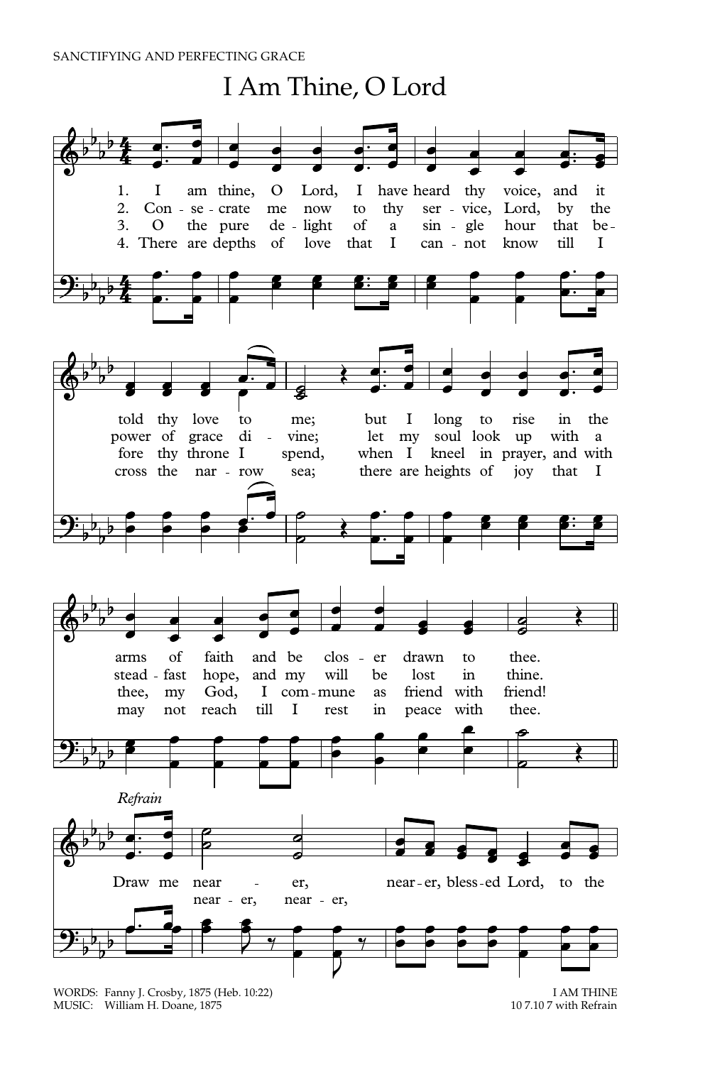SANCTIFYING AND PERFECTING GRACE

# I Am Thine, O Lord

1. I am thine, O Lord, I have heard thy voice, and it told thy love to me; but I long to rise in the arms of faith and be closer drawn to thee.

2. Consecrate me now to thy service, Lord, by the power of grace divine; let my soul look up with a steadfast hope, and my will be lost in thine.

3. O the pure delight of a single hour that before thy throne I spend, when I kneel in prayer, and with thee, my God, I commune as friend with friend!

4. There are depths of love that I cannot know till I cross the narrow sea; there are heights of joy that I may not reach till I rest in peace with thee.

*Refrain*

Draw me nearer, nearer, nearer, nearer, blessed Lord, to the

WORDS: Fanny J. Crosby, 1875 (Heb. 10:22)
MUSIC: William H. Doane, 1875

I AM THINE
10 7.10 7 with Refrain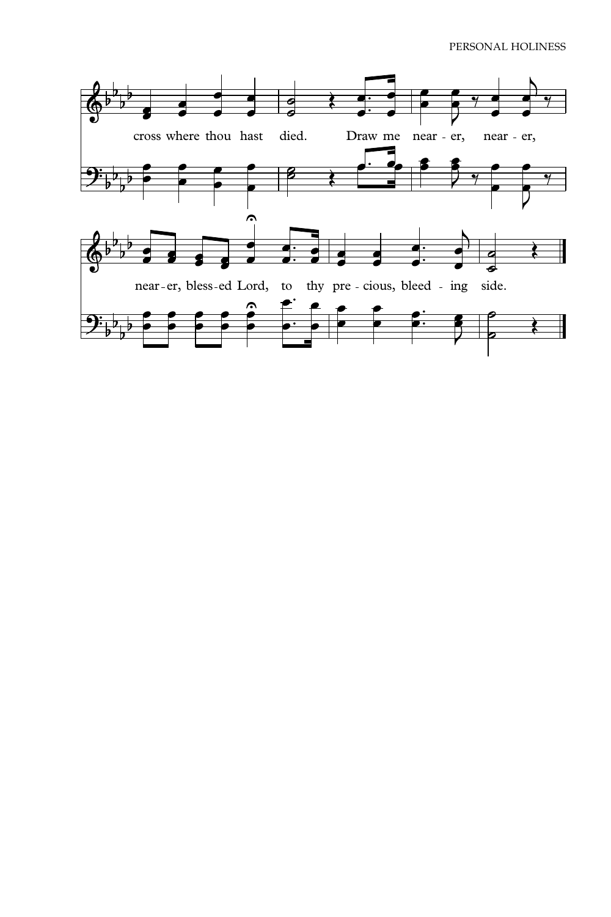cross where thou hast died. Draw me near - er, near - er,

near - er, bless - ed Lord, to thy pre - cious, bleed - ing side.